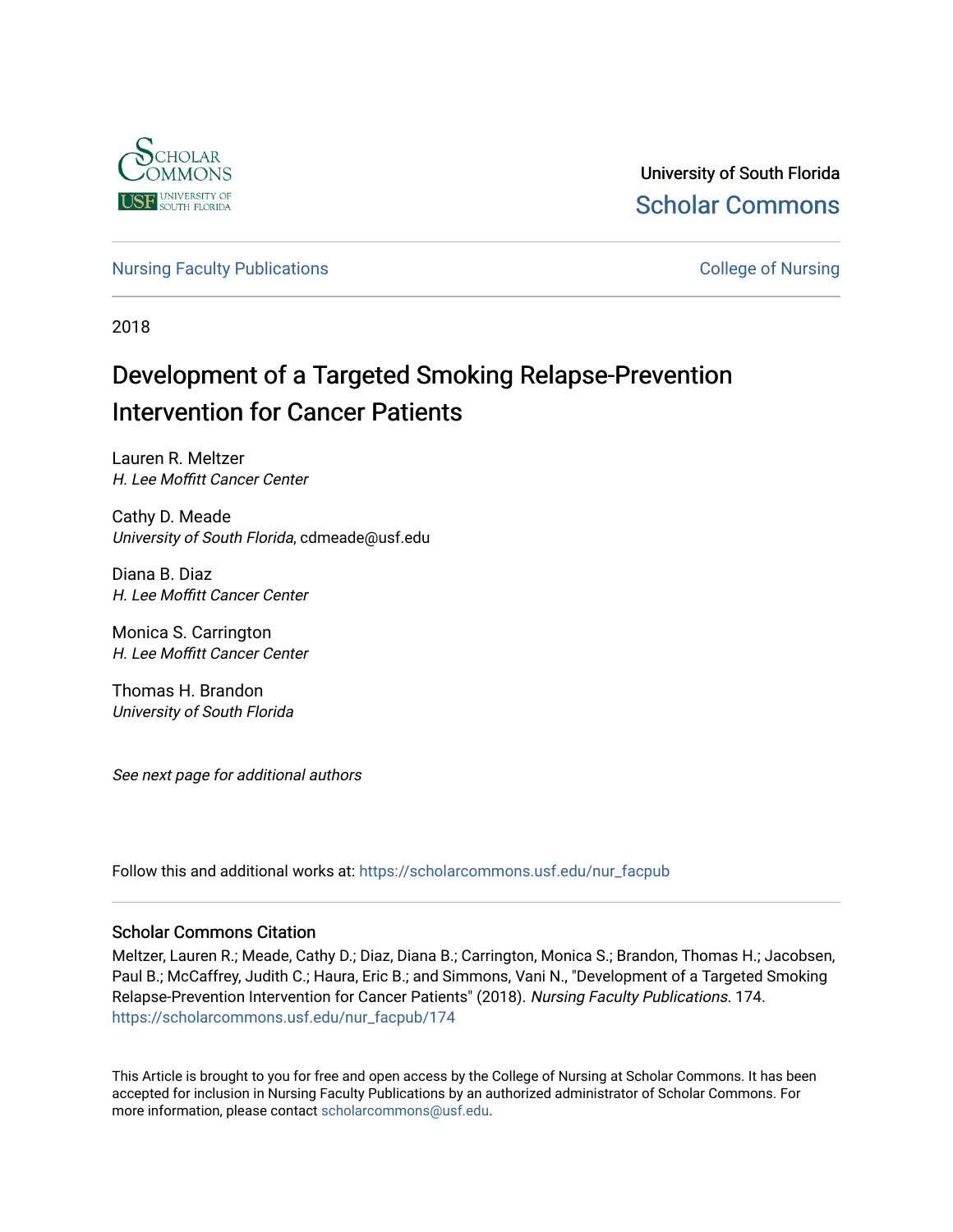University of South Florida
Scholar Commons

Nursing Faculty Publications

College of Nursing

2018

# Development of a Targeted Smoking Relapse-Prevention Intervention for Cancer Patients

Lauren R. Meltzer
*H. Lee Moffitt Cancer Center*

Cathy D. Meade
*University of South Florida*, cdmeade@usf.edu

Diana B. Diaz
*H. Lee Moffitt Cancer Center*

Monica S. Carrington
*H. Lee Moffitt Cancer Center*

Thomas H. Brandon
*University of South Florida*

*See next page for additional authors*

Follow this and additional works at: https://scholarcommons.usf.edu/nur_facpub

## Scholar Commons Citation

Meltzer, Lauren R.; Meade, Cathy D.; Diaz, Diana B.; Carrington, Monica S.; Brandon, Thomas H.; Jacobsen, Paul B.; McCaffrey, Judith C.; Haura, Eric B.; and Simmons, Vani N., "Development of a Targeted Smoking Relapse-Prevention Intervention for Cancer Patients" (2018). *Nursing Faculty Publications*. 174.
https://scholarcommons.usf.edu/nur_facpub/174

This Article is brought to you for free and open access by the College of Nursing at Scholar Commons. It has been accepted for inclusion in Nursing Faculty Publications by an authorized administrator of Scholar Commons. For more information, please contact scholarcommons@usf.edu.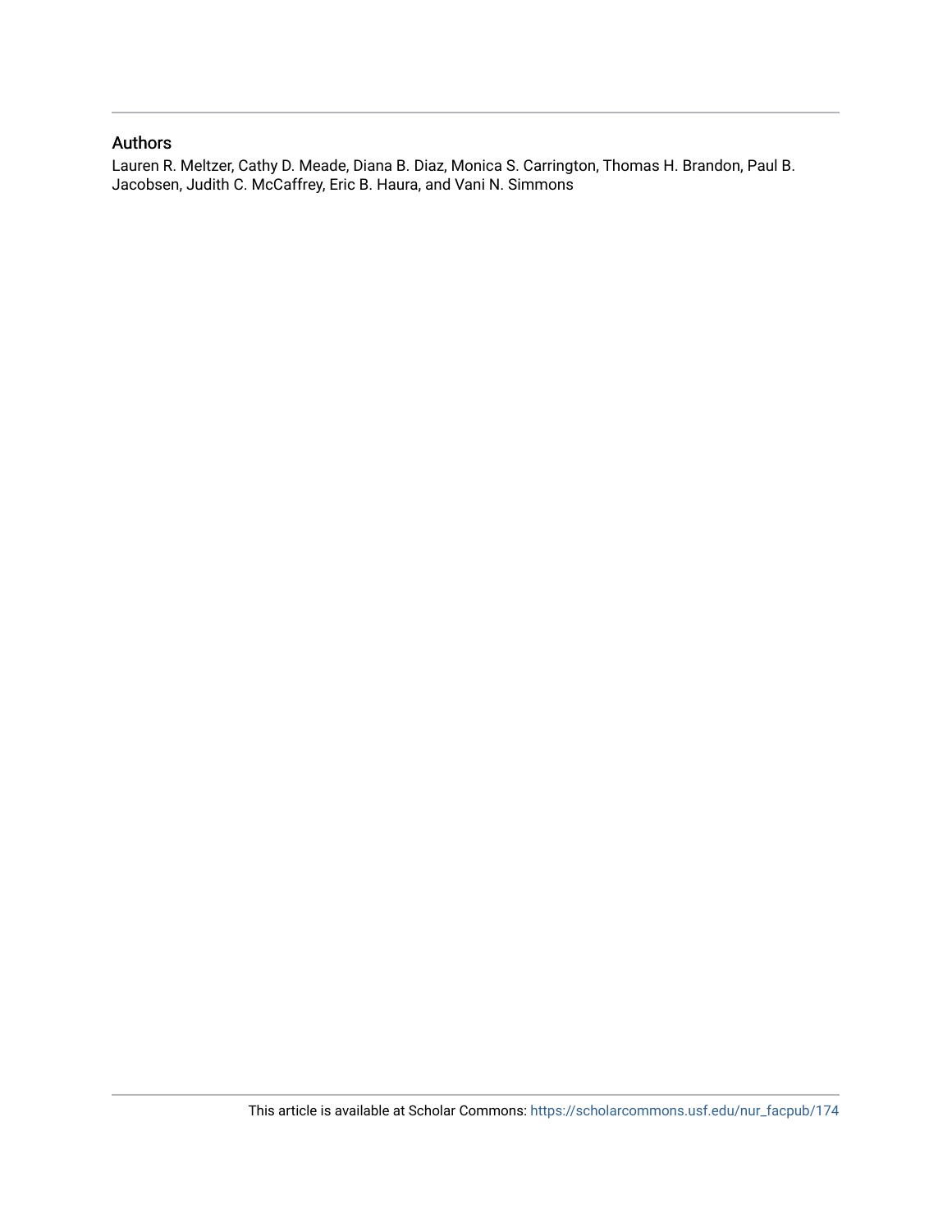## Authors

Lauren R. Meltzer, Cathy D. Meade, Diana B. Diaz, Monica S. Carrington, Thomas H. Brandon, Paul B. Jacobsen, Judith C. McCaffrey, Eric B. Haura, and Vani N. Simmons

This article is available at Scholar Commons: https://scholarcommons.usf.edu/nur_facpub/174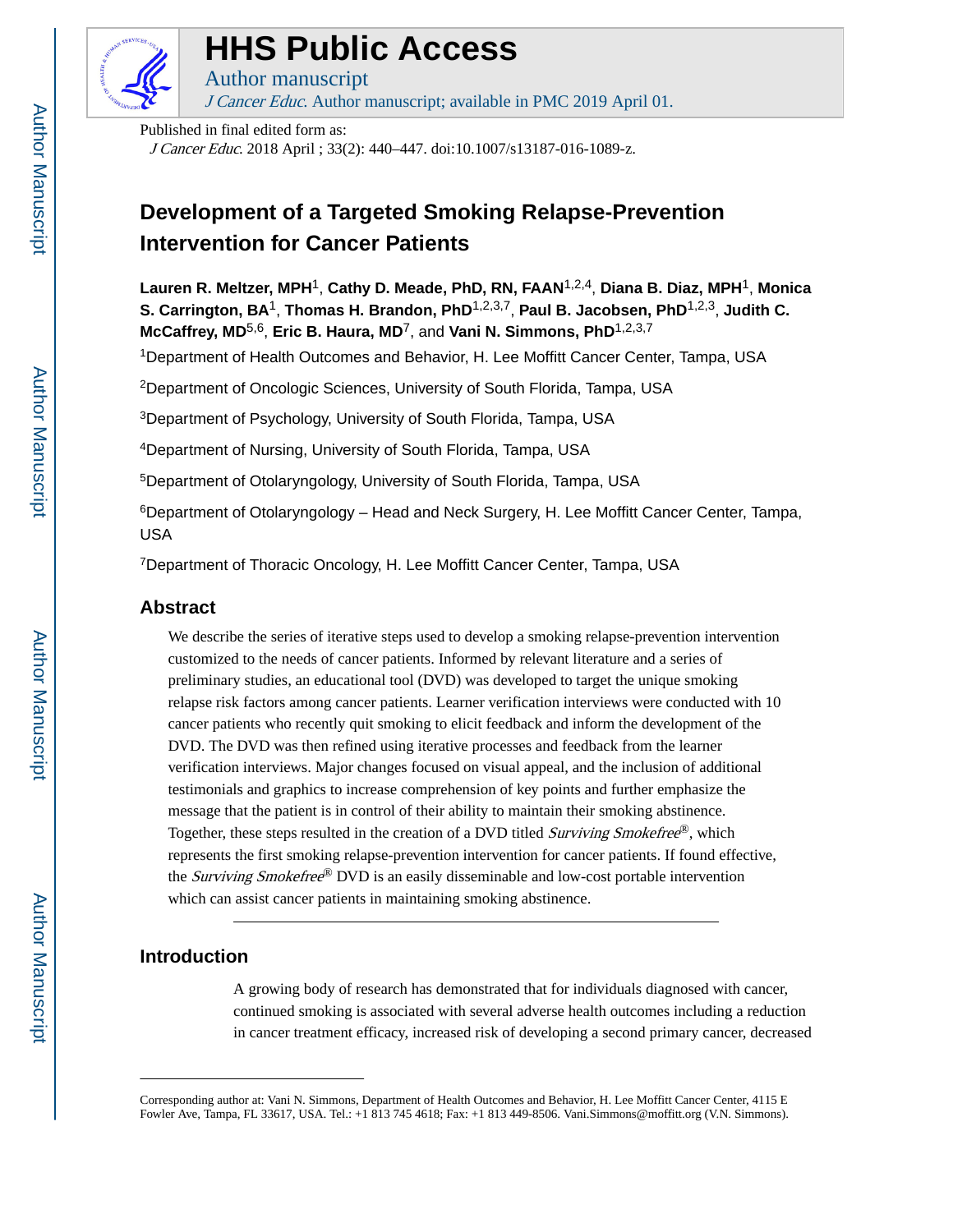HHS Public Access

Author manuscript

*J Cancer Educ*. Author manuscript; available in PMC 2019 April 01.

Published in final edited form as:

*J Cancer Educ*. 2018 April ; 33(2): 440–447. doi:10.1007/s13187-016-1089-z.

# Development of a Targeted Smoking Relapse-Prevention Intervention for Cancer Patients

**Lauren R. Meltzer, MPH**[1], **Cathy D. Meade, PhD, RN, FAAN**[1,2,4], **Diana B. Diaz, MPH**[1], **Monica S. Carrington, BA**[1], **Thomas H. Brandon, PhD**[1,2,3,7], **Paul B. Jacobsen, PhD**[1,2,3], **Judith C. McCaffrey, MD**[5,6], **Eric B. Haura, MD**[7], and **Vani N. Simmons, PhD**[1,2,3,7]

[1]Department of Health Outcomes and Behavior, H. Lee Moffitt Cancer Center, Tampa, USA

[2]Department of Oncologic Sciences, University of South Florida, Tampa, USA

[3]Department of Psychology, University of South Florida, Tampa, USA

[4]Department of Nursing, University of South Florida, Tampa, USA

[5]Department of Otolaryngology, University of South Florida, Tampa, USA

[6]Department of Otolaryngology – Head and Neck Surgery, H. Lee Moffitt Cancer Center, Tampa, USA

[7]Department of Thoracic Oncology, H. Lee Moffitt Cancer Center, Tampa, USA

## Abstract

We describe the series of iterative steps used to develop a smoking relapse-prevention intervention customized to the needs of cancer patients. Informed by relevant literature and a series of preliminary studies, an educational tool (DVD) was developed to target the unique smoking relapse risk factors among cancer patients. Learner verification interviews were conducted with 10 cancer patients who recently quit smoking to elicit feedback and inform the development of the DVD. The DVD was then refined using iterative processes and feedback from the learner verification interviews. Major changes focused on visual appeal, and the inclusion of additional testimonials and graphics to increase comprehension of key points and further emphasize the message that the patient is in control of their ability to maintain their smoking abstinence. Together, these steps resulted in the creation of a DVD titled *Surviving Smokefree*®, which represents the first smoking relapse-prevention intervention for cancer patients. If found effective, the *Surviving Smokefree*® DVD is an easily disseminable and low-cost portable intervention which can assist cancer patients in maintaining smoking abstinence.

## Introduction

A growing body of research has demonstrated that for individuals diagnosed with cancer, continued smoking is associated with several adverse health outcomes including a reduction in cancer treatment efficacy, increased risk of developing a second primary cancer, decreased

Corresponding author at: Vani N. Simmons, Department of Health Outcomes and Behavior, H. Lee Moffitt Cancer Center, 4115 E Fowler Ave, Tampa, FL 33617, USA. Tel.: +1 813 745 4618; Fax: +1 813 449-8506. Vani.Simmons@moffitt.org (V.N. Simmons).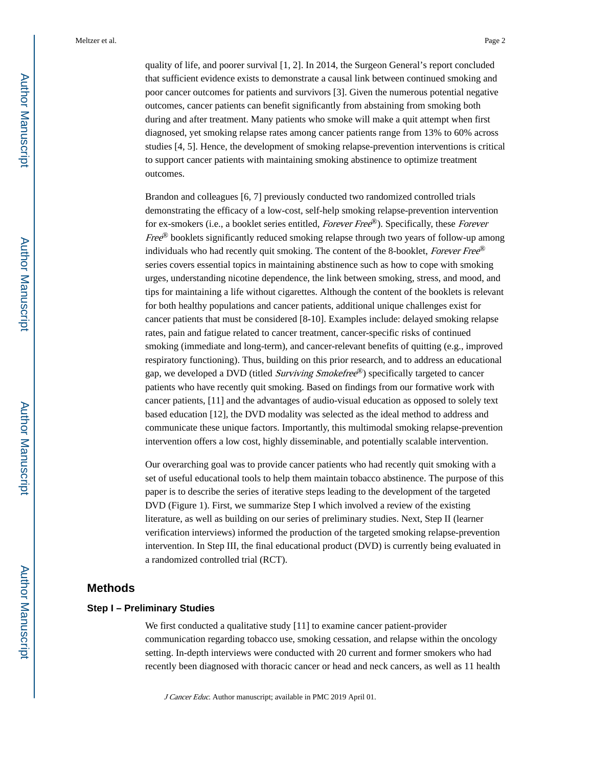quality of life, and poorer survival [1, 2]. In 2014, the Surgeon General's report concluded that sufficient evidence exists to demonstrate a causal link between continued smoking and poor cancer outcomes for patients and survivors [3]. Given the numerous potential negative outcomes, cancer patients can benefit significantly from abstaining from smoking both during and after treatment. Many patients who smoke will make a quit attempt when first diagnosed, yet smoking relapse rates among cancer patients range from 13% to 60% across studies [4, 5]. Hence, the development of smoking relapse-prevention interventions is critical to support cancer patients with maintaining smoking abstinence to optimize treatment outcomes.

Brandon and colleagues [6, 7] previously conducted two randomized controlled trials demonstrating the efficacy of a low-cost, self-help smoking relapse-prevention intervention for ex-smokers (i.e., a booklet series entitled, *Forever Free*®). Specifically, these *Forever Free*® booklets significantly reduced smoking relapse through two years of follow-up among individuals who had recently quit smoking. The content of the 8-booklet, *Forever Free*® series covers essential topics in maintaining abstinence such as how to cope with smoking urges, understanding nicotine dependence, the link between smoking, stress, and mood, and tips for maintaining a life without cigarettes. Although the content of the booklets is relevant for both healthy populations and cancer patients, additional unique challenges exist for cancer patients that must be considered [8-10]. Examples include: delayed smoking relapse rates, pain and fatigue related to cancer treatment, cancer-specific risks of continued smoking (immediate and long-term), and cancer-relevant benefits of quitting (e.g., improved respiratory functioning). Thus, building on this prior research, and to address an educational gap, we developed a DVD (titled *Surviving Smokefree*®) specifically targeted to cancer patients who have recently quit smoking. Based on findings from our formative work with cancer patients, [11] and the advantages of audio-visual education as opposed to solely text based education [12], the DVD modality was selected as the ideal method to address and communicate these unique factors. Importantly, this multimodal smoking relapse-prevention intervention offers a low cost, highly disseminable, and potentially scalable intervention.

Our overarching goal was to provide cancer patients who had recently quit smoking with a set of useful educational tools to help them maintain tobacco abstinence. The purpose of this paper is to describe the series of iterative steps leading to the development of the targeted DVD (Figure 1). First, we summarize Step I which involved a review of the existing literature, as well as building on our series of preliminary studies. Next, Step II (learner verification interviews) informed the production of the targeted smoking relapse-prevention intervention. In Step III, the final educational product (DVD) is currently being evaluated in a randomized controlled trial (RCT).

## Methods

### Step I – Preliminary Studies

We first conducted a qualitative study [11] to examine cancer patient-provider communication regarding tobacco use, smoking cessation, and relapse within the oncology setting. In-depth interviews were conducted with 20 current and former smokers who had recently been diagnosed with thoracic cancer or head and neck cancers, as well as 11 health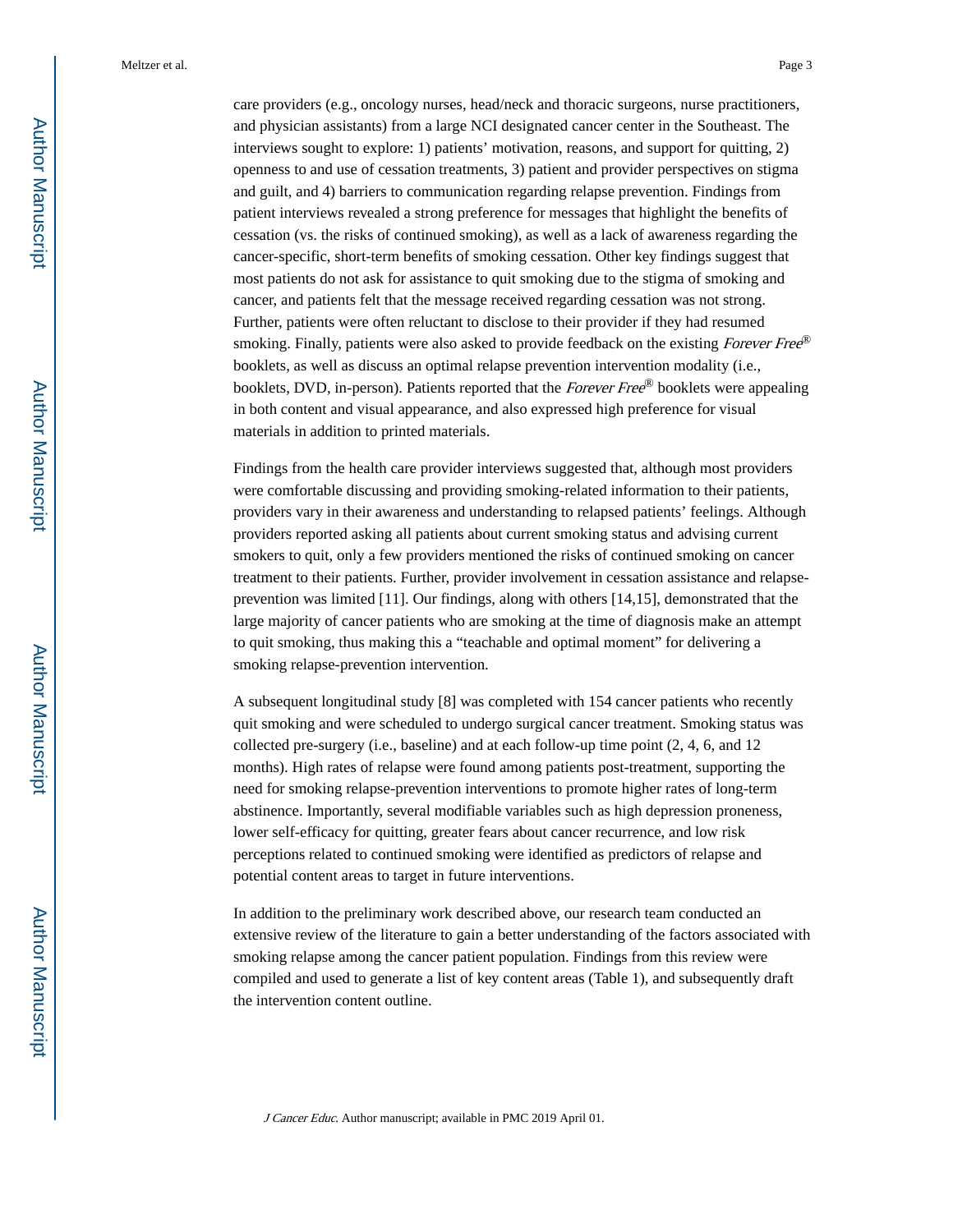care providers (e.g., oncology nurses, head/neck and thoracic surgeons, nurse practitioners, and physician assistants) from a large NCI designated cancer center in the Southeast. The interviews sought to explore: 1) patients' motivation, reasons, and support for quitting, 2) openness to and use of cessation treatments, 3) patient and provider perspectives on stigma and guilt, and 4) barriers to communication regarding relapse prevention. Findings from patient interviews revealed a strong preference for messages that highlight the benefits of cessation (vs. the risks of continued smoking), as well as a lack of awareness regarding the cancer-specific, short-term benefits of smoking cessation. Other key findings suggest that most patients do not ask for assistance to quit smoking due to the stigma of smoking and cancer, and patients felt that the message received regarding cessation was not strong. Further, patients were often reluctant to disclose to their provider if they had resumed smoking. Finally, patients were also asked to provide feedback on the existing *Forever Free*® booklets, as well as discuss an optimal relapse prevention intervention modality (i.e., booklets, DVD, in-person). Patients reported that the *Forever Free*® booklets were appealing in both content and visual appearance, and also expressed high preference for visual materials in addition to printed materials.

Findings from the health care provider interviews suggested that, although most providers were comfortable discussing and providing smoking-related information to their patients, providers vary in their awareness and understanding to relapsed patients' feelings. Although providers reported asking all patients about current smoking status and advising current smokers to quit, only a few providers mentioned the risks of continued smoking on cancer treatment to their patients. Further, provider involvement in cessation assistance and relapse-prevention was limited [11]. Our findings, along with others [14,15], demonstrated that the large majority of cancer patients who are smoking at the time of diagnosis make an attempt to quit smoking, thus making this a "teachable and optimal moment" for delivering a smoking relapse-prevention intervention.

A subsequent longitudinal study [8] was completed with 154 cancer patients who recently quit smoking and were scheduled to undergo surgical cancer treatment. Smoking status was collected pre-surgery (i.e., baseline) and at each follow-up time point (2, 4, 6, and 12 months). High rates of relapse were found among patients post-treatment, supporting the need for smoking relapse-prevention interventions to promote higher rates of long-term abstinence. Importantly, several modifiable variables such as high depression proneness, lower self-efficacy for quitting, greater fears about cancer recurrence, and low risk perceptions related to continued smoking were identified as predictors of relapse and potential content areas to target in future interventions.

In addition to the preliminary work described above, our research team conducted an extensive review of the literature to gain a better understanding of the factors associated with smoking relapse among the cancer patient population. Findings from this review were compiled and used to generate a list of key content areas (Table 1), and subsequently draft the intervention content outline.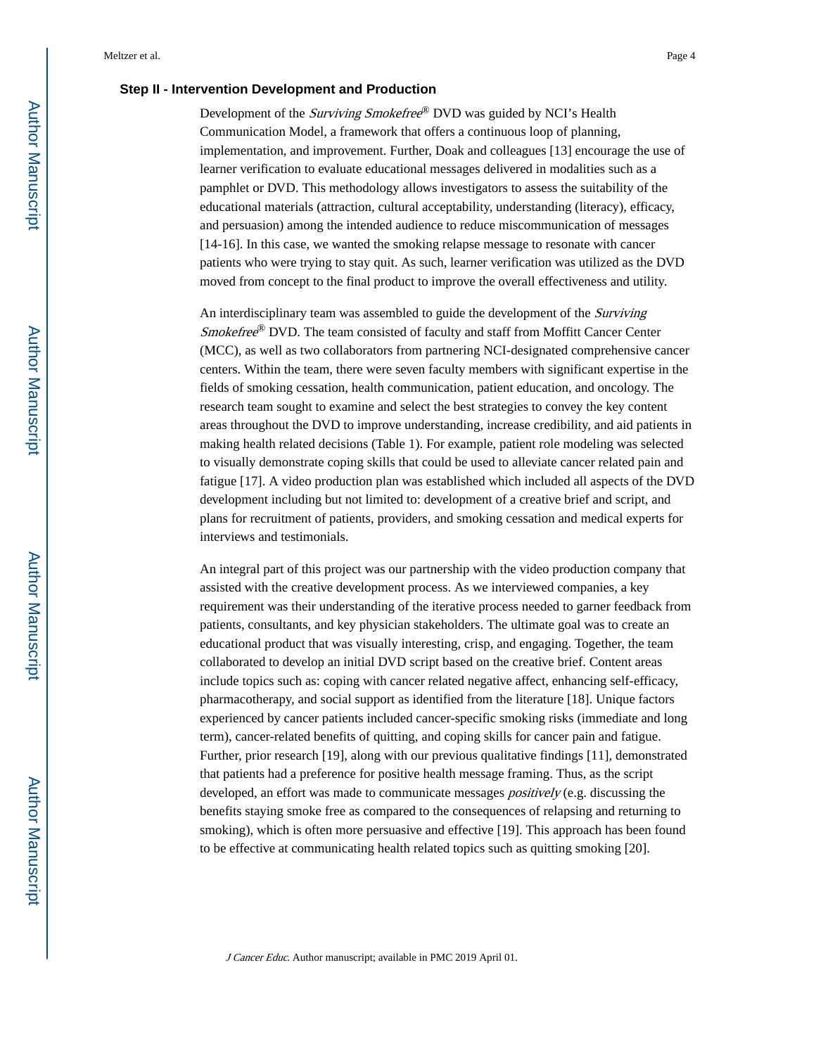### Step II - Intervention Development and Production

Development of the *Surviving Smokefree*® DVD was guided by NCI's Health Communication Model, a framework that offers a continuous loop of planning, implementation, and improvement. Further, Doak and colleagues [13] encourage the use of learner verification to evaluate educational messages delivered in modalities such as a pamphlet or DVD. This methodology allows investigators to assess the suitability of the educational materials (attraction, cultural acceptability, understanding (literacy), efficacy, and persuasion) among the intended audience to reduce miscommunication of messages [14-16]. In this case, we wanted the smoking relapse message to resonate with cancer patients who were trying to stay quit. As such, learner verification was utilized as the DVD moved from concept to the final product to improve the overall effectiveness and utility.

An interdisciplinary team was assembled to guide the development of the *Surviving Smokefree*® DVD. The team consisted of faculty and staff from Moffitt Cancer Center (MCC), as well as two collaborators from partnering NCI-designated comprehensive cancer centers. Within the team, there were seven faculty members with significant expertise in the fields of smoking cessation, health communication, patient education, and oncology. The research team sought to examine and select the best strategies to convey the key content areas throughout the DVD to improve understanding, increase credibility, and aid patients in making health related decisions (Table 1). For example, patient role modeling was selected to visually demonstrate coping skills that could be used to alleviate cancer related pain and fatigue [17]. A video production plan was established which included all aspects of the DVD development including but not limited to: development of a creative brief and script, and plans for recruitment of patients, providers, and smoking cessation and medical experts for interviews and testimonials.

An integral part of this project was our partnership with the video production company that assisted with the creative development process. As we interviewed companies, a key requirement was their understanding of the iterative process needed to garner feedback from patients, consultants, and key physician stakeholders. The ultimate goal was to create an educational product that was visually interesting, crisp, and engaging. Together, the team collaborated to develop an initial DVD script based on the creative brief. Content areas include topics such as: coping with cancer related negative affect, enhancing self-efficacy, pharmacotherapy, and social support as identified from the literature [18]. Unique factors experienced by cancer patients included cancer-specific smoking risks (immediate and long term), cancer-related benefits of quitting, and coping skills for cancer pain and fatigue. Further, prior research [19], along with our previous qualitative findings [11], demonstrated that patients had a preference for positive health message framing. Thus, as the script developed, an effort was made to communicate messages *positively* (e.g. discussing the benefits staying smoke free as compared to the consequences of relapsing and returning to smoking), which is often more persuasive and effective [19]. This approach has been found to be effective at communicating health related topics such as quitting smoking [20].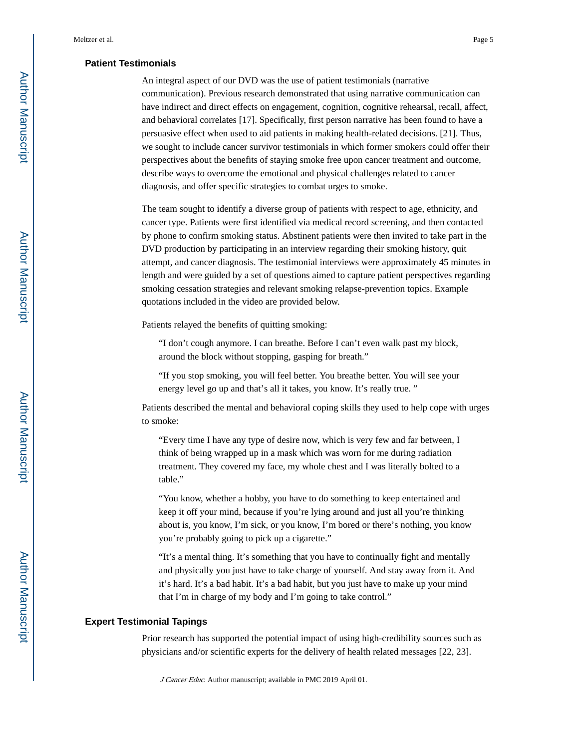## Patient Testimonials

An integral aspect of our DVD was the use of patient testimonials (narrative communication). Previous research demonstrated that using narrative communication can have indirect and direct effects on engagement, cognition, cognitive rehearsal, recall, affect, and behavioral correlates [17]. Specifically, first person narrative has been found to have a persuasive effect when used to aid patients in making health-related decisions. [21]. Thus, we sought to include cancer survivor testimonials in which former smokers could offer their perspectives about the benefits of staying smoke free upon cancer treatment and outcome, describe ways to overcome the emotional and physical challenges related to cancer diagnosis, and offer specific strategies to combat urges to smoke.

The team sought to identify a diverse group of patients with respect to age, ethnicity, and cancer type. Patients were first identified via medical record screening, and then contacted by phone to confirm smoking status. Abstinent patients were then invited to take part in the DVD production by participating in an interview regarding their smoking history, quit attempt, and cancer diagnosis. The testimonial interviews were approximately 45 minutes in length and were guided by a set of questions aimed to capture patient perspectives regarding smoking cessation strategies and relevant smoking relapse-prevention topics. Example quotations included in the video are provided below.

Patients relayed the benefits of quitting smoking:

> "I don't cough anymore. I can breathe. Before I can't even walk past my block, around the block without stopping, gasping for breath."

> "If you stop smoking, you will feel better. You breathe better. You will see your energy level go up and that's all it takes, you know. It's really true. "

Patients described the mental and behavioral coping skills they used to help cope with urges to smoke:

> "Every time I have any type of desire now, which is very few and far between, I think of being wrapped up in a mask which was worn for me during radiation treatment. They covered my face, my whole chest and I was literally bolted to a table."

> "You know, whether a hobby, you have to do something to keep entertained and keep it off your mind, because if you're lying around and just all you're thinking about is, you know, I'm sick, or you know, I'm bored or there's nothing, you know you're probably going to pick up a cigarette."

> "It's a mental thing. It's something that you have to continually fight and mentally and physically you just have to take charge of yourself. And stay away from it. And it's hard. It's a bad habit. It's a bad habit, but you just have to make up your mind that I'm in charge of my body and I'm going to take control."

## Expert Testimonial Tapings

Prior research has supported the potential impact of using high-credibility sources such as physicians and/or scientific experts for the delivery of health related messages [22, 23].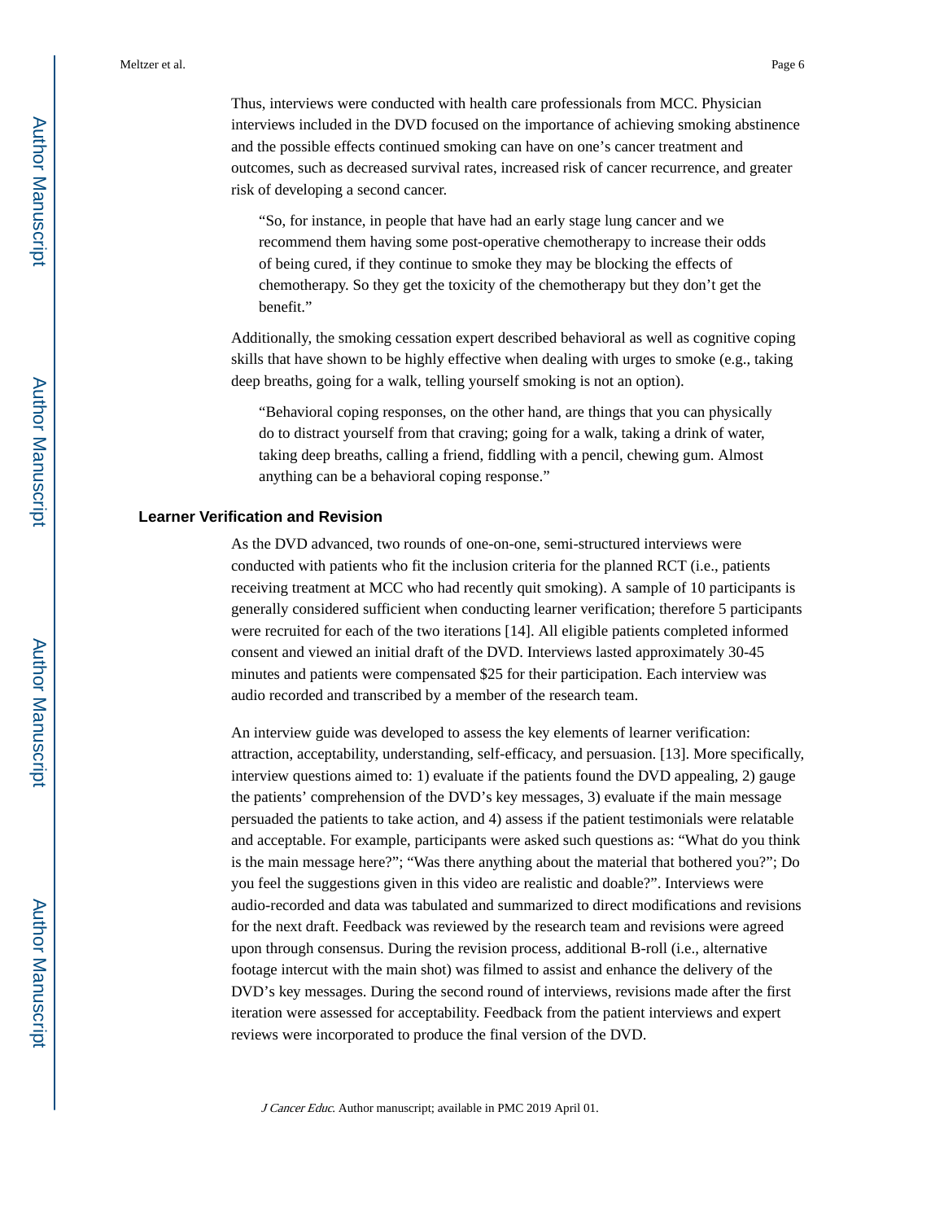Thus, interviews were conducted with health care professionals from MCC. Physician interviews included in the DVD focused on the importance of achieving smoking abstinence and the possible effects continued smoking can have on one's cancer treatment and outcomes, such as decreased survival rates, increased risk of cancer recurrence, and greater risk of developing a second cancer.

> "So, for instance, in people that have had an early stage lung cancer and we recommend them having some post-operative chemotherapy to increase their odds of being cured, if they continue to smoke they may be blocking the effects of chemotherapy. So they get the toxicity of the chemotherapy but they don't get the benefit."

Additionally, the smoking cessation expert described behavioral as well as cognitive coping skills that have shown to be highly effective when dealing with urges to smoke (e.g., taking deep breaths, going for a walk, telling yourself smoking is not an option).

> "Behavioral coping responses, on the other hand, are things that you can physically do to distract yourself from that craving; going for a walk, taking a drink of water, taking deep breaths, calling a friend, fiddling with a pencil, chewing gum. Almost anything can be a behavioral coping response."

### Learner Verification and Revision

As the DVD advanced, two rounds of one-on-one, semi-structured interviews were conducted with patients who fit the inclusion criteria for the planned RCT (i.e., patients receiving treatment at MCC who had recently quit smoking). A sample of 10 participants is generally considered sufficient when conducting learner verification; therefore 5 participants were recruited for each of the two iterations [14]. All eligible patients completed informed consent and viewed an initial draft of the DVD. Interviews lasted approximately 30-45 minutes and patients were compensated $25 for their participation. Each interview was audio recorded and transcribed by a member of the research team.

An interview guide was developed to assess the key elements of learner verification: attraction, acceptability, understanding, self-efficacy, and persuasion. [13]. More specifically, interview questions aimed to: 1) evaluate if the patients found the DVD appealing, 2) gauge the patients' comprehension of the DVD's key messages, 3) evaluate if the main message persuaded the patients to take action, and 4) assess if the patient testimonials were relatable and acceptable. For example, participants were asked such questions as: "What do you think is the main message here?"; "Was there anything about the material that bothered you?"; Do you feel the suggestions given in this video are realistic and doable?". Interviews were audio-recorded and data was tabulated and summarized to direct modifications and revisions for the next draft. Feedback was reviewed by the research team and revisions were agreed upon through consensus. During the revision process, additional B-roll (i.e., alternative footage intercut with the main shot) was filmed to assist and enhance the delivery of the DVD's key messages. During the second round of interviews, revisions made after the first iteration were assessed for acceptability. Feedback from the patient interviews and expert reviews were incorporated to produce the final version of the DVD.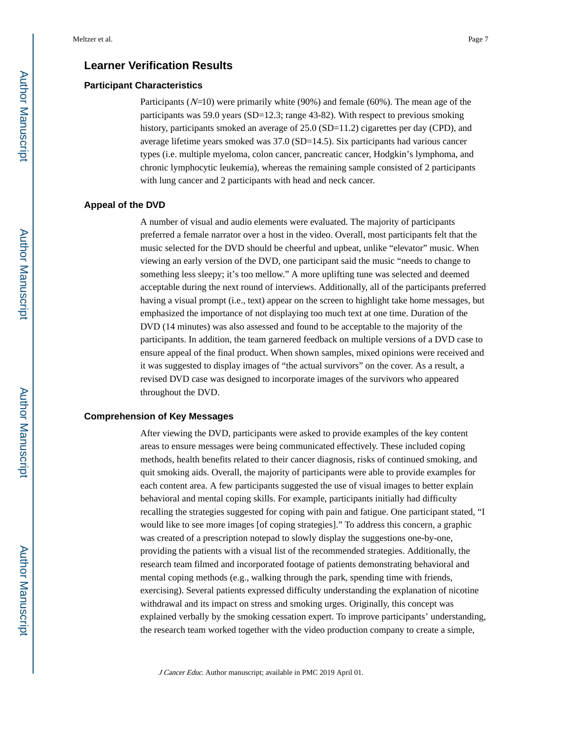## Learner Verification Results

### Participant Characteristics

Participants (*N*=10) were primarily white (90%) and female (60%). The mean age of the participants was 59.0 years (SD=12.3; range 43-82). With respect to previous smoking history, participants smoked an average of 25.0 (SD=11.2) cigarettes per day (CPD), and average lifetime years smoked was 37.0 (SD=14.5). Six participants had various cancer types (i.e. multiple myeloma, colon cancer, pancreatic cancer, Hodgkin's lymphoma, and chronic lymphocytic leukemia), whereas the remaining sample consisted of 2 participants with lung cancer and 2 participants with head and neck cancer.

### Appeal of the DVD

A number of visual and audio elements were evaluated. The majority of participants preferred a female narrator over a host in the video. Overall, most participants felt that the music selected for the DVD should be cheerful and upbeat, unlike "elevator" music. When viewing an early version of the DVD, one participant said the music "needs to change to something less sleepy; it's too mellow." A more uplifting tune was selected and deemed acceptable during the next round of interviews. Additionally, all of the participants preferred having a visual prompt (i.e., text) appear on the screen to highlight take home messages, but emphasized the importance of not displaying too much text at one time. Duration of the DVD (14 minutes) was also assessed and found to be acceptable to the majority of the participants. In addition, the team garnered feedback on multiple versions of a DVD case to ensure appeal of the final product. When shown samples, mixed opinions were received and it was suggested to display images of "the actual survivors" on the cover. As a result, a revised DVD case was designed to incorporate images of the survivors who appeared throughout the DVD.

### Comprehension of Key Messages

After viewing the DVD, participants were asked to provide examples of the key content areas to ensure messages were being communicated effectively. These included coping methods, health benefits related to their cancer diagnosis, risks of continued smoking, and quit smoking aids. Overall, the majority of participants were able to provide examples for each content area. A few participants suggested the use of visual images to better explain behavioral and mental coping skills. For example, participants initially had difficulty recalling the strategies suggested for coping with pain and fatigue. One participant stated, "I would like to see more images [of coping strategies]." To address this concern, a graphic was created of a prescription notepad to slowly display the suggestions one-by-one, providing the patients with a visual list of the recommended strategies. Additionally, the research team filmed and incorporated footage of patients demonstrating behavioral and mental coping methods (e.g., walking through the park, spending time with friends, exercising). Several patients expressed difficulty understanding the explanation of nicotine withdrawal and its impact on stress and smoking urges. Originally, this concept was explained verbally by the smoking cessation expert. To improve participants' understanding, the research team worked together with the video production company to create a simple,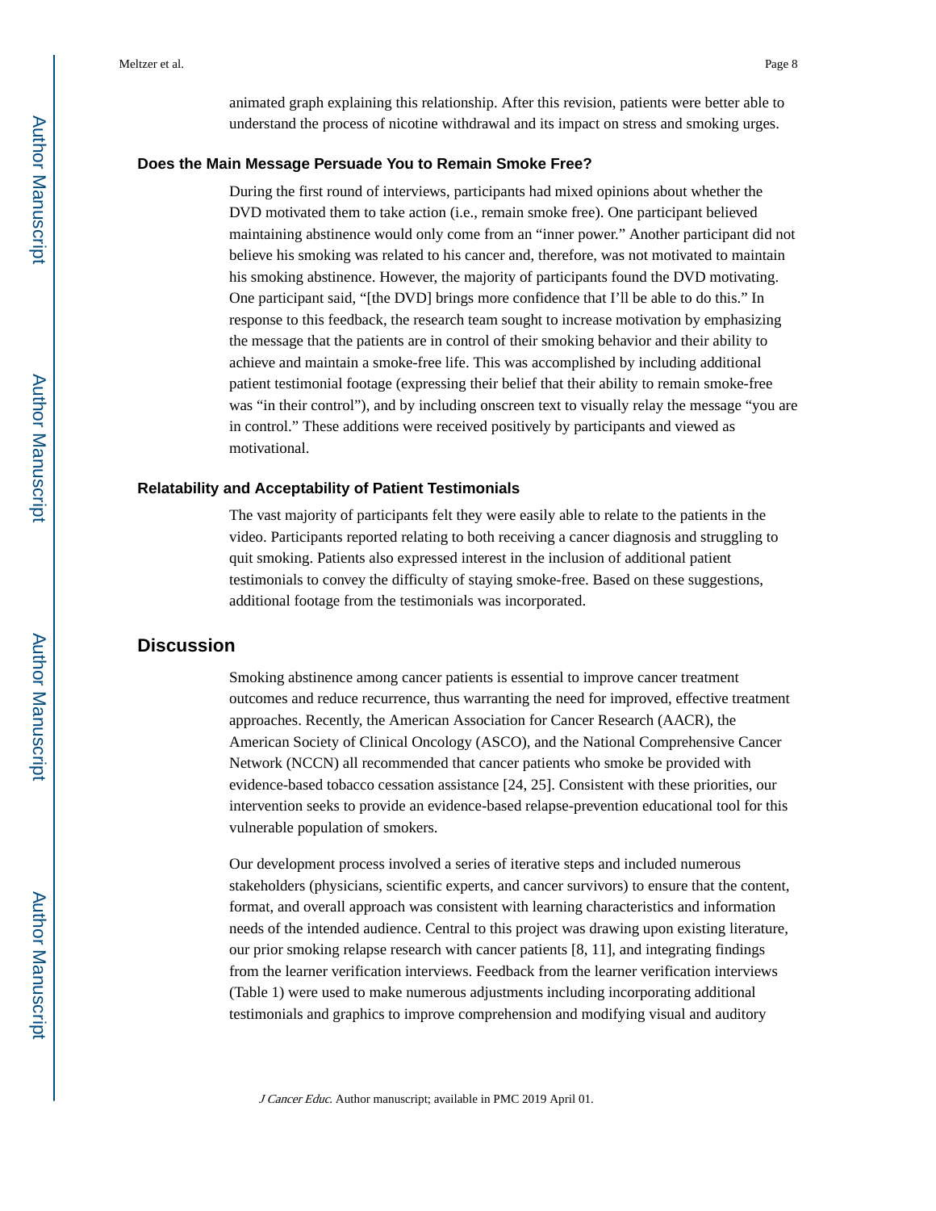animated graph explaining this relationship. After this revision, patients were better able to understand the process of nicotine withdrawal and its impact on stress and smoking urges.

### Does the Main Message Persuade You to Remain Smoke Free?

During the first round of interviews, participants had mixed opinions about whether the DVD motivated them to take action (i.e., remain smoke free). One participant believed maintaining abstinence would only come from an "inner power." Another participant did not believe his smoking was related to his cancer and, therefore, was not motivated to maintain his smoking abstinence. However, the majority of participants found the DVD motivating. One participant said, "[the DVD] brings more confidence that I'll be able to do this." In response to this feedback, the research team sought to increase motivation by emphasizing the message that the patients are in control of their smoking behavior and their ability to achieve and maintain a smoke-free life. This was accomplished by including additional patient testimonial footage (expressing their belief that their ability to remain smoke-free was "in their control"), and by including onscreen text to visually relay the message "you are in control." These additions were received positively by participants and viewed as motivational.

### Relatability and Acceptability of Patient Testimonials

The vast majority of participants felt they were easily able to relate to the patients in the video. Participants reported relating to both receiving a cancer diagnosis and struggling to quit smoking. Patients also expressed interest in the inclusion of additional patient testimonials to convey the difficulty of staying smoke-free. Based on these suggestions, additional footage from the testimonials was incorporated.

## Discussion

Smoking abstinence among cancer patients is essential to improve cancer treatment outcomes and reduce recurrence, thus warranting the need for improved, effective treatment approaches. Recently, the American Association for Cancer Research (AACR), the American Society of Clinical Oncology (ASCO), and the National Comprehensive Cancer Network (NCCN) all recommended that cancer patients who smoke be provided with evidence-based tobacco cessation assistance [24, 25]. Consistent with these priorities, our intervention seeks to provide an evidence-based relapse-prevention educational tool for this vulnerable population of smokers.

Our development process involved a series of iterative steps and included numerous stakeholders (physicians, scientific experts, and cancer survivors) to ensure that the content, format, and overall approach was consistent with learning characteristics and information needs of the intended audience. Central to this project was drawing upon existing literature, our prior smoking relapse research with cancer patients [8, 11], and integrating findings from the learner verification interviews. Feedback from the learner verification interviews (Table 1) were used to make numerous adjustments including incorporating additional testimonials and graphics to improve comprehension and modifying visual and auditory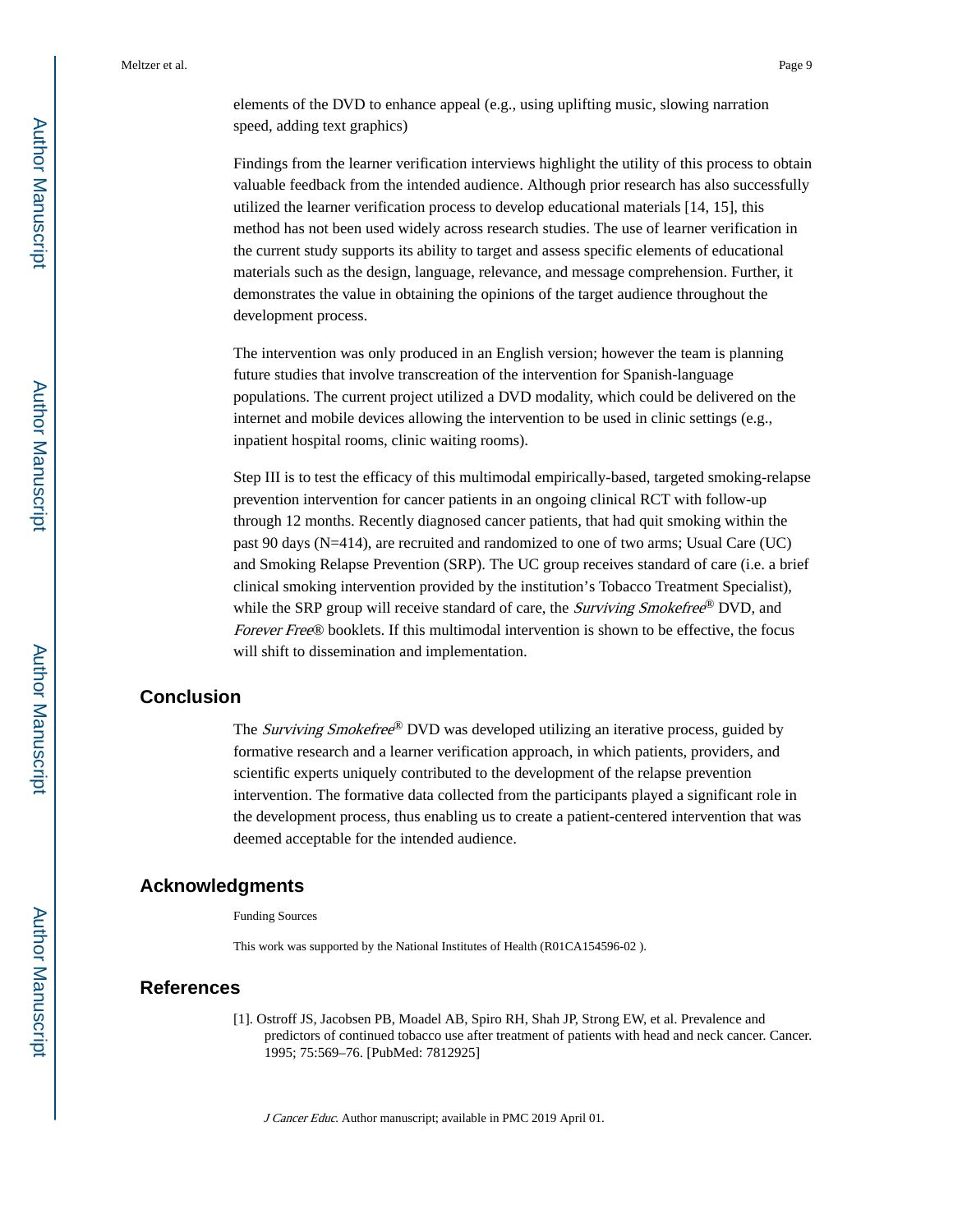elements of the DVD to enhance appeal (e.g., using uplifting music, slowing narration speed, adding text graphics)

Findings from the learner verification interviews highlight the utility of this process to obtain valuable feedback from the intended audience. Although prior research has also successfully utilized the learner verification process to develop educational materials [14, 15], this method has not been used widely across research studies. The use of learner verification in the current study supports its ability to target and assess specific elements of educational materials such as the design, language, relevance, and message comprehension. Further, it demonstrates the value in obtaining the opinions of the target audience throughout the development process.

The intervention was only produced in an English version; however the team is planning future studies that involve transcreation of the intervention for Spanish-language populations. The current project utilized a DVD modality, which could be delivered on the internet and mobile devices allowing the intervention to be used in clinic settings (e.g., inpatient hospital rooms, clinic waiting rooms).

Step III is to test the efficacy of this multimodal empirically-based, targeted smoking-relapse prevention intervention for cancer patients in an ongoing clinical RCT with follow-up through 12 months. Recently diagnosed cancer patients, that had quit smoking within the past 90 days (N=414), are recruited and randomized to one of two arms; Usual Care (UC) and Smoking Relapse Prevention (SRP). The UC group receives standard of care (i.e. a brief clinical smoking intervention provided by the institution's Tobacco Treatment Specialist), while the SRP group will receive standard of care, the *Surviving Smokefree*® DVD, and *Forever Free*® booklets. If this multimodal intervention is shown to be effective, the focus will shift to dissemination and implementation.

## Conclusion

The *Surviving Smokefree*® DVD was developed utilizing an iterative process, guided by formative research and a learner verification approach, in which patients, providers, and scientific experts uniquely contributed to the development of the relapse prevention intervention. The formative data collected from the participants played a significant role in the development process, thus enabling us to create a patient-centered intervention that was deemed acceptable for the intended audience.

## Acknowledgments

Funding Sources

This work was supported by the National Institutes of Health (R01CA154596-02 ).

## References

[1]. Ostroff JS, Jacobsen PB, Moadel AB, Spiro RH, Shah JP, Strong EW, et al. Prevalence and predictors of continued tobacco use after treatment of patients with head and neck cancer. Cancer. 1995; 75:569–76. [PubMed: 7812925]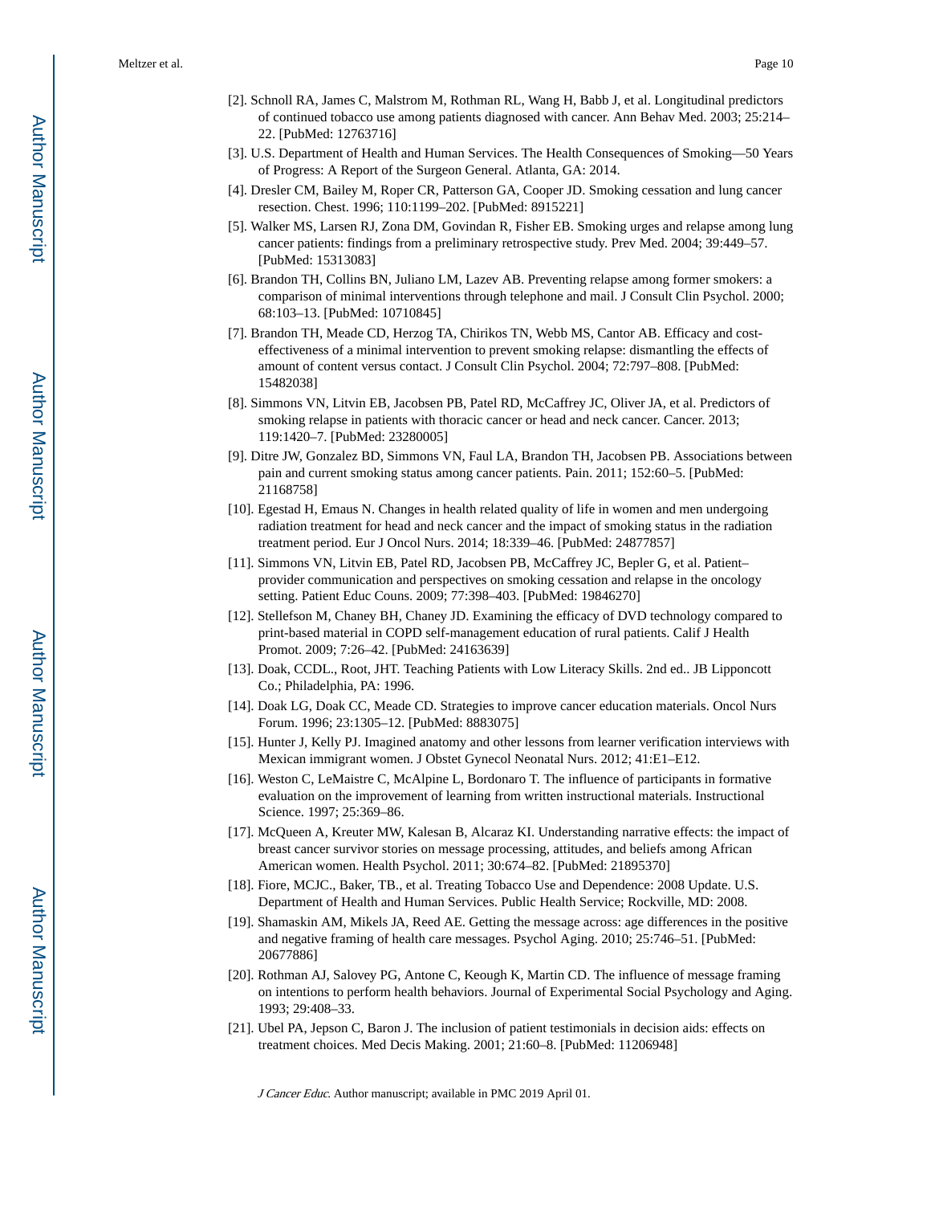[2]. Schnoll RA, James C, Malstrom M, Rothman RL, Wang H, Babb J, et al. Longitudinal predictors of continued tobacco use among patients diagnosed with cancer. Ann Behav Med. 2003; 25:214–22. [PubMed: 12763716]

[3]. U.S. Department of Health and Human Services. The Health Consequences of Smoking—50 Years of Progress: A Report of the Surgeon General. Atlanta, GA: 2014.

[4]. Dresler CM, Bailey M, Roper CR, Patterson GA, Cooper JD. Smoking cessation and lung cancer resection. Chest. 1996; 110:1199–202. [PubMed: 8915221]

[5]. Walker MS, Larsen RJ, Zona DM, Govindan R, Fisher EB. Smoking urges and relapse among lung cancer patients: findings from a preliminary retrospective study. Prev Med. 2004; 39:449–57. [PubMed: 15313083]

[6]. Brandon TH, Collins BN, Juliano LM, Lazev AB. Preventing relapse among former smokers: a comparison of minimal interventions through telephone and mail. J Consult Clin Psychol. 2000; 68:103–13. [PubMed: 10710845]

[7]. Brandon TH, Meade CD, Herzog TA, Chirikos TN, Webb MS, Cantor AB. Efficacy and cost-effectiveness of a minimal intervention to prevent smoking relapse: dismantling the effects of amount of content versus contact. J Consult Clin Psychol. 2004; 72:797–808. [PubMed: 15482038]

[8]. Simmons VN, Litvin EB, Jacobsen PB, Patel RD, McCaffrey JC, Oliver JA, et al. Predictors of smoking relapse in patients with thoracic cancer or head and neck cancer. Cancer. 2013; 119:1420–7. [PubMed: 23280005]

[9]. Ditre JW, Gonzalez BD, Simmons VN, Faul LA, Brandon TH, Jacobsen PB. Associations between pain and current smoking status among cancer patients. Pain. 2011; 152:60–5. [PubMed: 21168758]

[10]. Egestad H, Emaus N. Changes in health related quality of life in women and men undergoing radiation treatment for head and neck cancer and the impact of smoking status in the radiation treatment period. Eur J Oncol Nurs. 2014; 18:339–46. [PubMed: 24877857]

[11]. Simmons VN, Litvin EB, Patel RD, Jacobsen PB, McCaffrey JC, Bepler G, et al. Patient–provider communication and perspectives on smoking cessation and relapse in the oncology setting. Patient Educ Couns. 2009; 77:398–403. [PubMed: 19846270]

[12]. Stellefson M, Chaney BH, Chaney JD. Examining the efficacy of DVD technology compared to print-based material in COPD self-management education of rural patients. Calif J Health Promot. 2009; 7:26–42. [PubMed: 24163639]

[13]. Doak, CCDL., Root, JHT. Teaching Patients with Low Literacy Skills. 2nd ed.. JB Lipponcott Co.; Philadelphia, PA: 1996.

[14]. Doak LG, Doak CC, Meade CD. Strategies to improve cancer education materials. Oncol Nurs Forum. 1996; 23:1305–12. [PubMed: 8883075]

[15]. Hunter J, Kelly PJ. Imagined anatomy and other lessons from learner verification interviews with Mexican immigrant women. J Obstet Gynecol Neonatal Nurs. 2012; 41:E1–E12.

[16]. Weston C, LeMaistre C, McAlpine L, Bordonaro T. The influence of participants in formative evaluation on the improvement of learning from written instructional materials. Instructional Science. 1997; 25:369–86.

[17]. McQueen A, Kreuter MW, Kalesan B, Alcaraz KI. Understanding narrative effects: the impact of breast cancer survivor stories on message processing, attitudes, and beliefs among African American women. Health Psychol. 2011; 30:674–82. [PubMed: 21895370]

[18]. Fiore, MCJC., Baker, TB., et al. Treating Tobacco Use and Dependence: 2008 Update. U.S. Department of Health and Human Services. Public Health Service; Rockville, MD: 2008.

[19]. Shamaskin AM, Mikels JA, Reed AE. Getting the message across: age differences in the positive and negative framing of health care messages. Psychol Aging. 2010; 25:746–51. [PubMed: 20677886]

[20]. Rothman AJ, Salovey PG, Antone C, Keough K, Martin CD. The influence of message framing on intentions to perform health behaviors. Journal of Experimental Social Psychology and Aging. 1993; 29:408–33.

[21]. Ubel PA, Jepson C, Baron J. The inclusion of patient testimonials in decision aids: effects on treatment choices. Med Decis Making. 2001; 21:60–8. [PubMed: 11206948]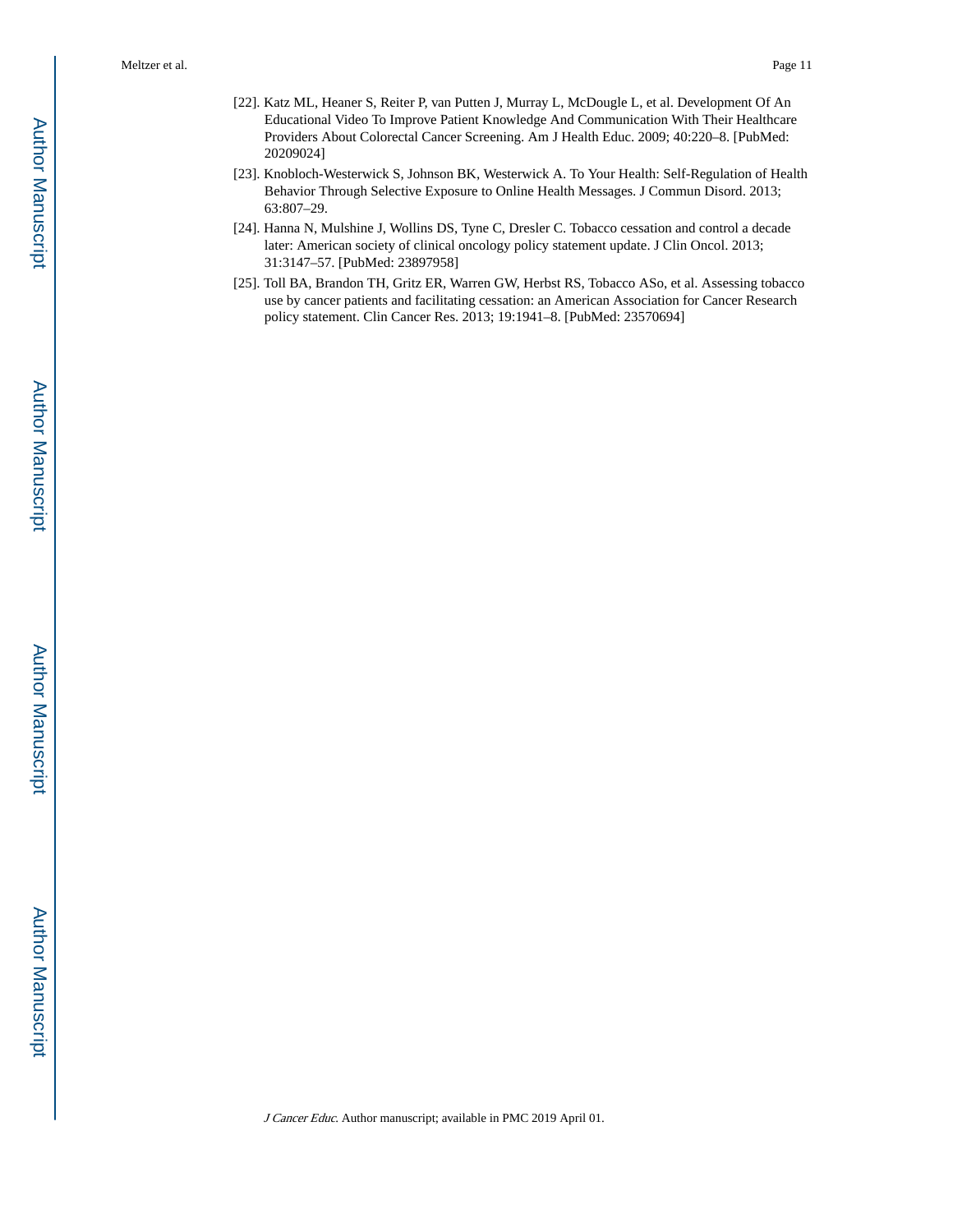[22]. Katz ML, Heaner S, Reiter P, van Putten J, Murray L, McDougle L, et al. Development Of An Educational Video To Improve Patient Knowledge And Communication With Their Healthcare Providers About Colorectal Cancer Screening. Am J Health Educ. 2009; 40:220–8. [PubMed: 20209024]

[23]. Knobloch-Westerwick S, Johnson BK, Westerwick A. To Your Health: Self-Regulation of Health Behavior Through Selective Exposure to Online Health Messages. J Commun Disord. 2013; 63:807–29.

[24]. Hanna N, Mulshine J, Wollins DS, Tyne C, Dresler C. Tobacco cessation and control a decade later: American society of clinical oncology policy statement update. J Clin Oncol. 2013; 31:3147–57. [PubMed: 23897958]

[25]. Toll BA, Brandon TH, Gritz ER, Warren GW, Herbst RS, Tobacco ASo, et al. Assessing tobacco use by cancer patients and facilitating cessation: an American Association for Cancer Research policy statement. Clin Cancer Res. 2013; 19:1941–8. [PubMed: 23570694]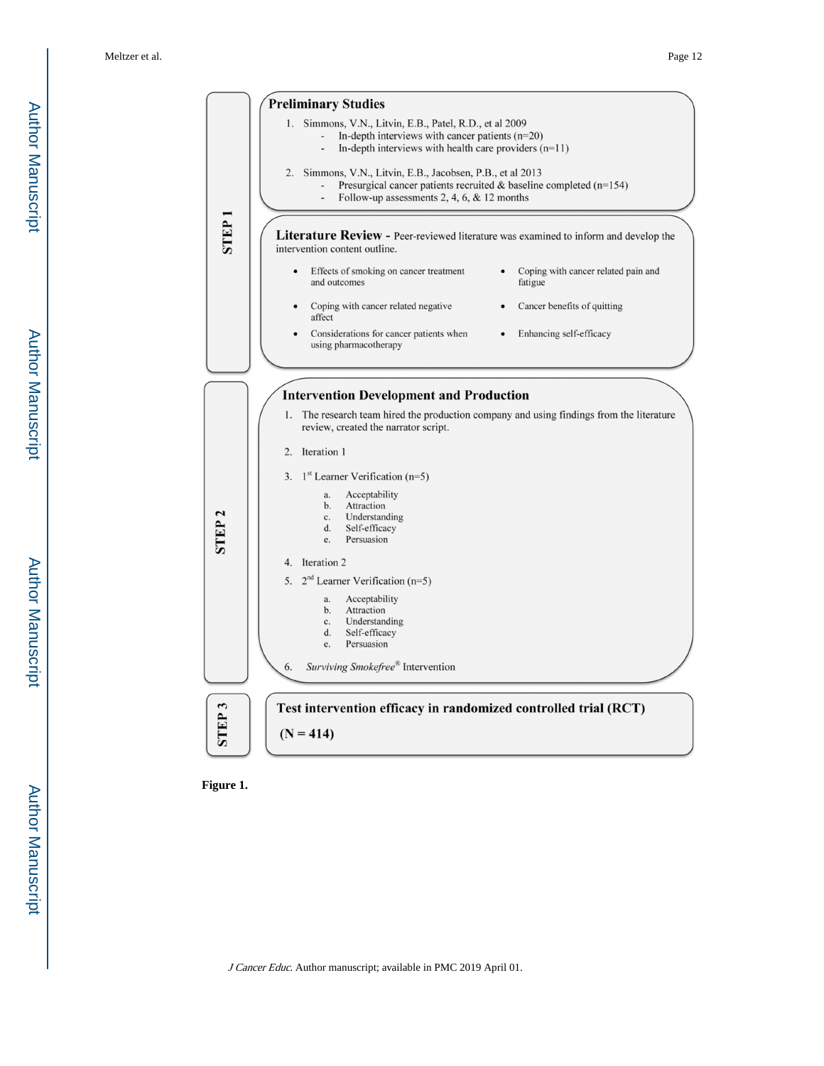**STEP 1**

**Preliminary Studies**

1. Simmons, V.N., Litvin, E.B., Patel, R.D., et al 2009
   - In-depth interviews with cancer patients (n=20)
   - In-depth interviews with health care providers (n=11)
2. Simmons, V.N., Litvin, E.B., Jacobsen, P.B., et al 2013
   - Presurgical cancer patients recruited & baseline completed (n=154)
   - Follow-up assessments 2, 4, 6, & 12 months

**Literature Review -** Peer-reviewed literature was examined to inform and develop the intervention content outline.

- Effects of smoking on cancer treatment and outcomes
- Coping with cancer related pain and fatigue
- Coping with cancer related negative affect
- Cancer benefits of quitting
- Considerations for cancer patients when using pharmacotherapy
- Enhancing self-efficacy

**STEP 2**

**Intervention Development and Production**

1. The research team hired the production company and using findings from the literature review, created the narrator script.
2. Iteration 1
3. 1st Learner Verification (n=5)
   a. Acceptability
   b. Attraction
   c. Understanding
   d. Self-efficacy
   e. Persuasion
4. Iteration 2
5. 2nd Learner Verification (n=5)
   a. Acceptability
   b. Attraction
   c. Understanding
   d. Self-efficacy
   e. Persuasion
6. *Surviving Smokefree®* Intervention

**STEP 3**

**Test intervention efficacy in randomized controlled trial (RCT)**

**(N = 414)**

**Figure 1.**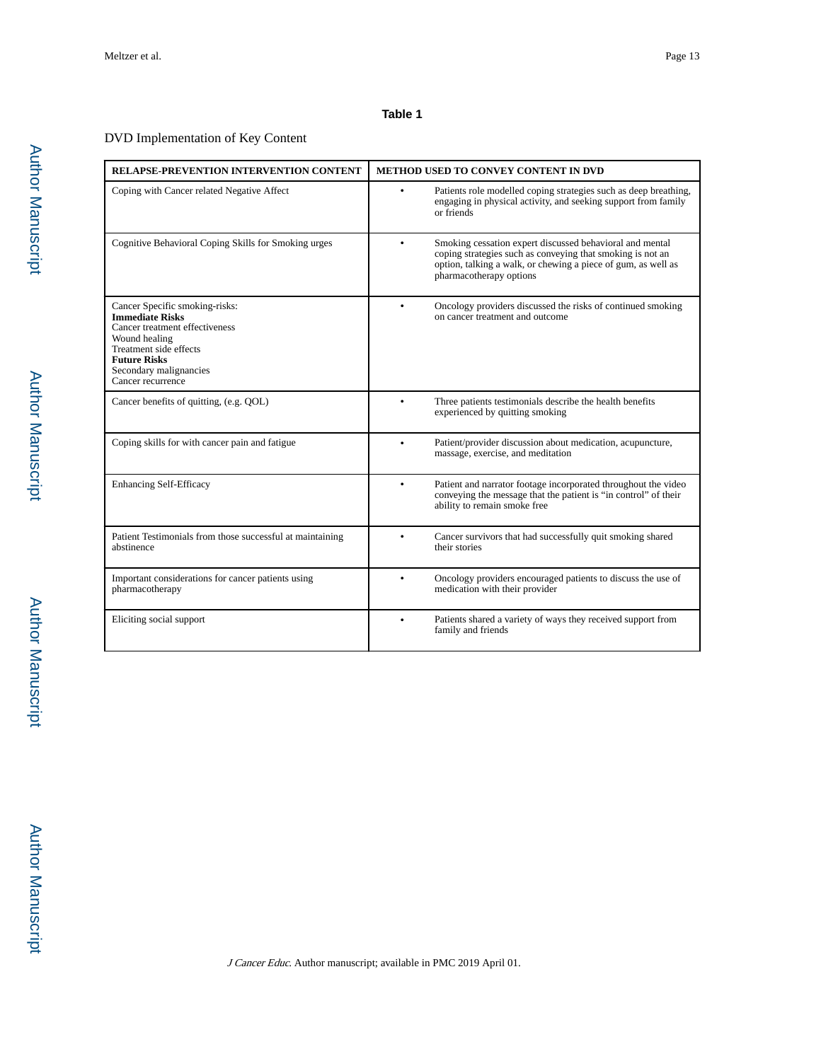**Table 1**

DVD Implementation of Key Content

| RELAPSE-PREVENTION INTERVENTION CONTENT | METHOD USED TO CONVEY CONTENT IN DVD |
| --- | --- |
| Coping with Cancer related Negative Affect | • Patients role modelled coping strategies such as deep breathing, engaging in physical activity, and seeking support from family or friends |
| Cognitive Behavioral Coping Skills for Smoking urges | • Smoking cessation expert discussed behavioral and mental coping strategies such as conveying that smoking is not an option, talking a walk, or chewing a piece of gum, as well as pharmacotherapy options |
| Cancer Specific smoking-risks:<br>**Immediate Risks**<br>Cancer treatment effectiveness<br>Wound healing<br>Treatment side effects<br>**Future Risks**<br>Secondary malignancies<br>Cancer recurrence | • Oncology providers discussed the risks of continued smoking on cancer treatment and outcome |
| Cancer benefits of quitting, (e.g. QOL) | • Three patients testimonials describe the health benefits experienced by quitting smoking |
| Coping skills for with cancer pain and fatigue | • Patient/provider discussion about medication, acupuncture, massage, exercise, and meditation |
| Enhancing Self-Efficacy | • Patient and narrator footage incorporated throughout the video conveying the message that the patient is "in control" of their ability to remain smoke free |
| Patient Testimonials from those successful at maintaining abstinence | • Cancer survivors that had successfully quit smoking shared their stories |
| Important considerations for cancer patients using pharmacotherapy | • Oncology providers encouraged patients to discuss the use of medication with their provider |
| Eliciting social support | • Patients shared a variety of ways they received support from family and friends |